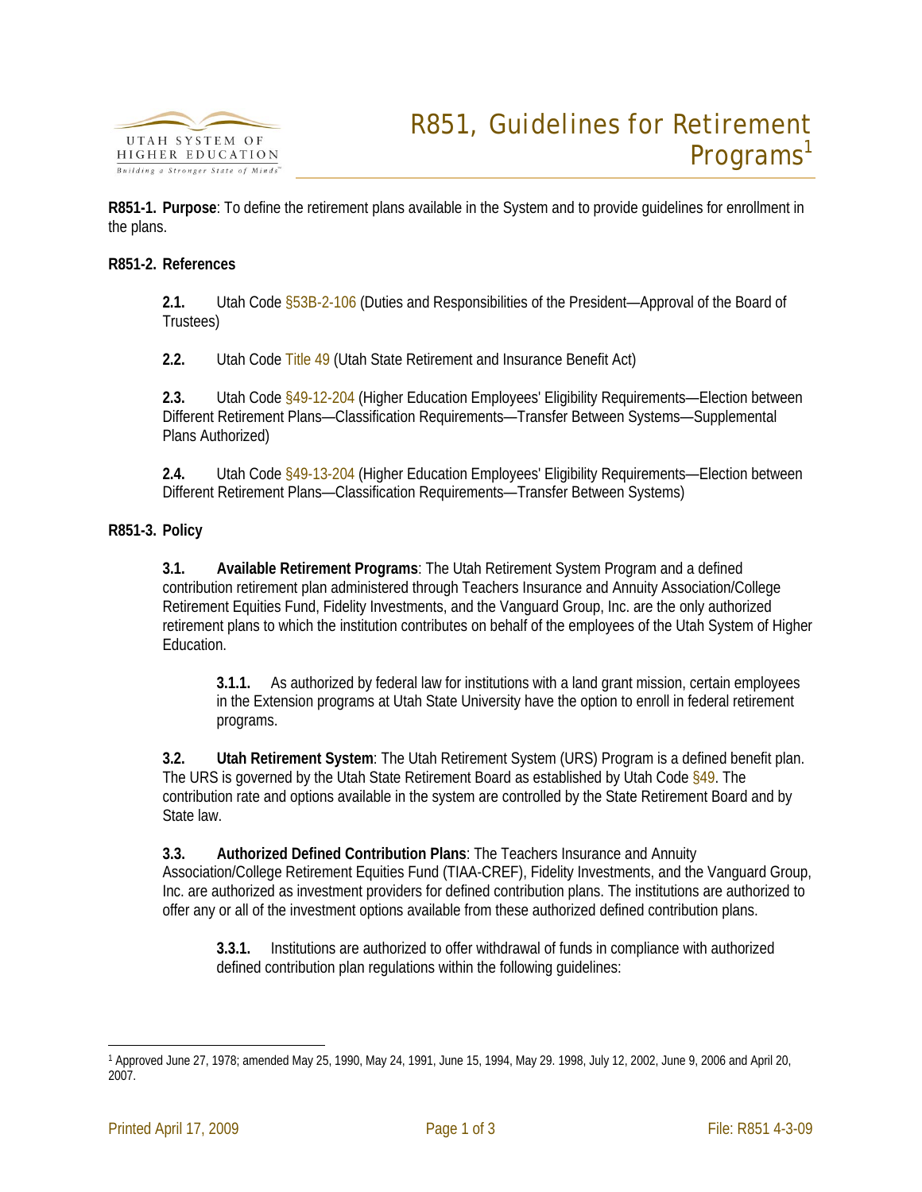# R851, Guidelines for Retirement Programs[1]

**R851-1. Purpose**: To define the retirement plans available in the System and to provide guidelines for enrollment in the plans.

**R851-2. References**

**2.1.** Utah Code §53B-2-106 (Duties and Responsibilities of the President—Approval of the Board of Trustees)

**2.2.** Utah Code Title 49 (Utah State Retirement and Insurance Benefit Act)

**2.3.** Utah Code §49-12-204 (Higher Education Employees' Eligibility Requirements—Election between Different Retirement Plans—Classification Requirements—Transfer Between Systems—Supplemental Plans Authorized)

**2.4.** Utah Code §49-13-204 (Higher Education Employees' Eligibility Requirements—Election between Different Retirement Plans—Classification Requirements—Transfer Between Systems)

**R851-3. Policy**

**3.1. Available Retirement Programs**: The Utah Retirement System Program and a defined contribution retirement plan administered through Teachers Insurance and Annuity Association/College Retirement Equities Fund, Fidelity Investments, and the Vanguard Group, Inc. are the only authorized retirement plans to which the institution contributes on behalf of the employees of the Utah System of Higher Education.

**3.1.1.** As authorized by federal law for institutions with a land grant mission, certain employees in the Extension programs at Utah State University have the option to enroll in federal retirement programs.

**3.2. Utah Retirement System**: The Utah Retirement System (URS) Program is a defined benefit plan. The URS is governed by the Utah State Retirement Board as established by Utah Code §49. The contribution rate and options available in the system are controlled by the State Retirement Board and by State law.

**3.3. Authorized Defined Contribution Plans**: The Teachers Insurance and Annuity Association/College Retirement Equities Fund (TIAA-CREF), Fidelity Investments, and the Vanguard Group, Inc. are authorized as investment providers for defined contribution plans. The institutions are authorized to offer any or all of the investment options available from these authorized defined contribution plans.

**3.3.1.** Institutions are authorized to offer withdrawal of funds in compliance with authorized defined contribution plan regulations within the following guidelines:

---

[1] Approved June 27, 1978; amended May 25, 1990, May 24, 1991, June 15, 1994, May 29. 1998, July 12, 2002, June 9, 2006 and April 20, 2007.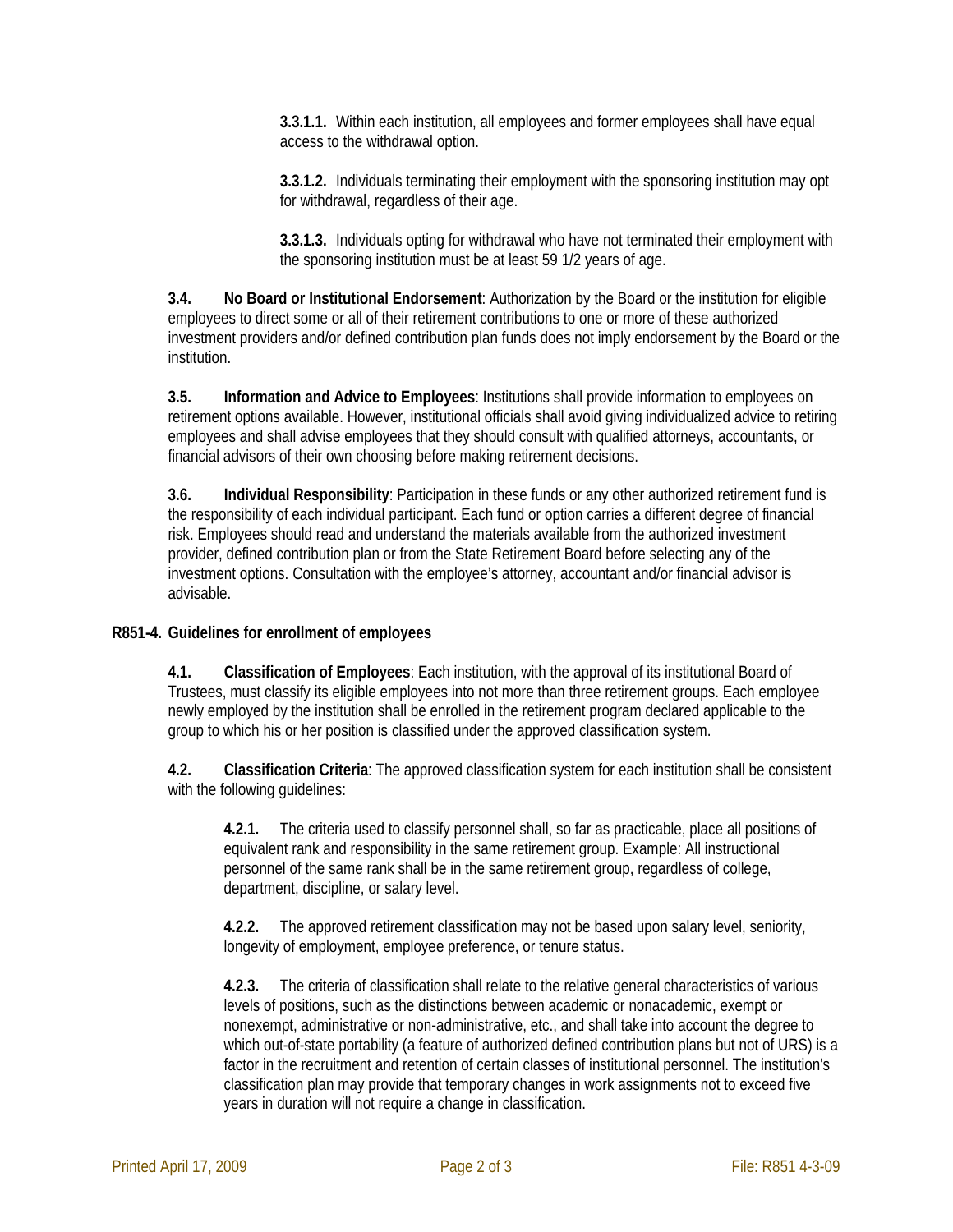**3.3.1.1.** Within each institution, all employees and former employees shall have equal access to the withdrawal option.

**3.3.1.2.** Individuals terminating their employment with the sponsoring institution may opt for withdrawal, regardless of their age.

**3.3.1.3.** Individuals opting for withdrawal who have not terminated their employment with the sponsoring institution must be at least 59 1/2 years of age.

**3.4. No Board or Institutional Endorsement**: Authorization by the Board or the institution for eligible employees to direct some or all of their retirement contributions to one or more of these authorized investment providers and/or defined contribution plan funds does not imply endorsement by the Board or the institution.

**3.5. Information and Advice to Employees**: Institutions shall provide information to employees on retirement options available. However, institutional officials shall avoid giving individualized advice to retiring employees and shall advise employees that they should consult with qualified attorneys, accountants, or financial advisors of their own choosing before making retirement decisions.

**3.6. Individual Responsibility**: Participation in these funds or any other authorized retirement fund is the responsibility of each individual participant. Each fund or option carries a different degree of financial risk. Employees should read and understand the materials available from the authorized investment provider, defined contribution plan or from the State Retirement Board before selecting any of the investment options. Consultation with the employee's attorney, accountant and/or financial advisor is advisable.

## R851-4. Guidelines for enrollment of employees

**4.1. Classification of Employees**: Each institution, with the approval of its institutional Board of Trustees, must classify its eligible employees into not more than three retirement groups. Each employee newly employed by the institution shall be enrolled in the retirement program declared applicable to the group to which his or her position is classified under the approved classification system.

**4.2. Classification Criteria**: The approved classification system for each institution shall be consistent with the following guidelines:

**4.2.1.** The criteria used to classify personnel shall, so far as practicable, place all positions of equivalent rank and responsibility in the same retirement group. Example: All instructional personnel of the same rank shall be in the same retirement group, regardless of college, department, discipline, or salary level.

**4.2.2.** The approved retirement classification may not be based upon salary level, seniority, longevity of employment, employee preference, or tenure status.

**4.2.3.** The criteria of classification shall relate to the relative general characteristics of various levels of positions, such as the distinctions between academic or nonacademic, exempt or nonexempt, administrative or non-administrative, etc., and shall take into account the degree to which out-of-state portability (a feature of authorized defined contribution plans but not of URS) is a factor in the recruitment and retention of certain classes of institutional personnel. The institution's classification plan may provide that temporary changes in work assignments not to exceed five years in duration will not require a change in classification.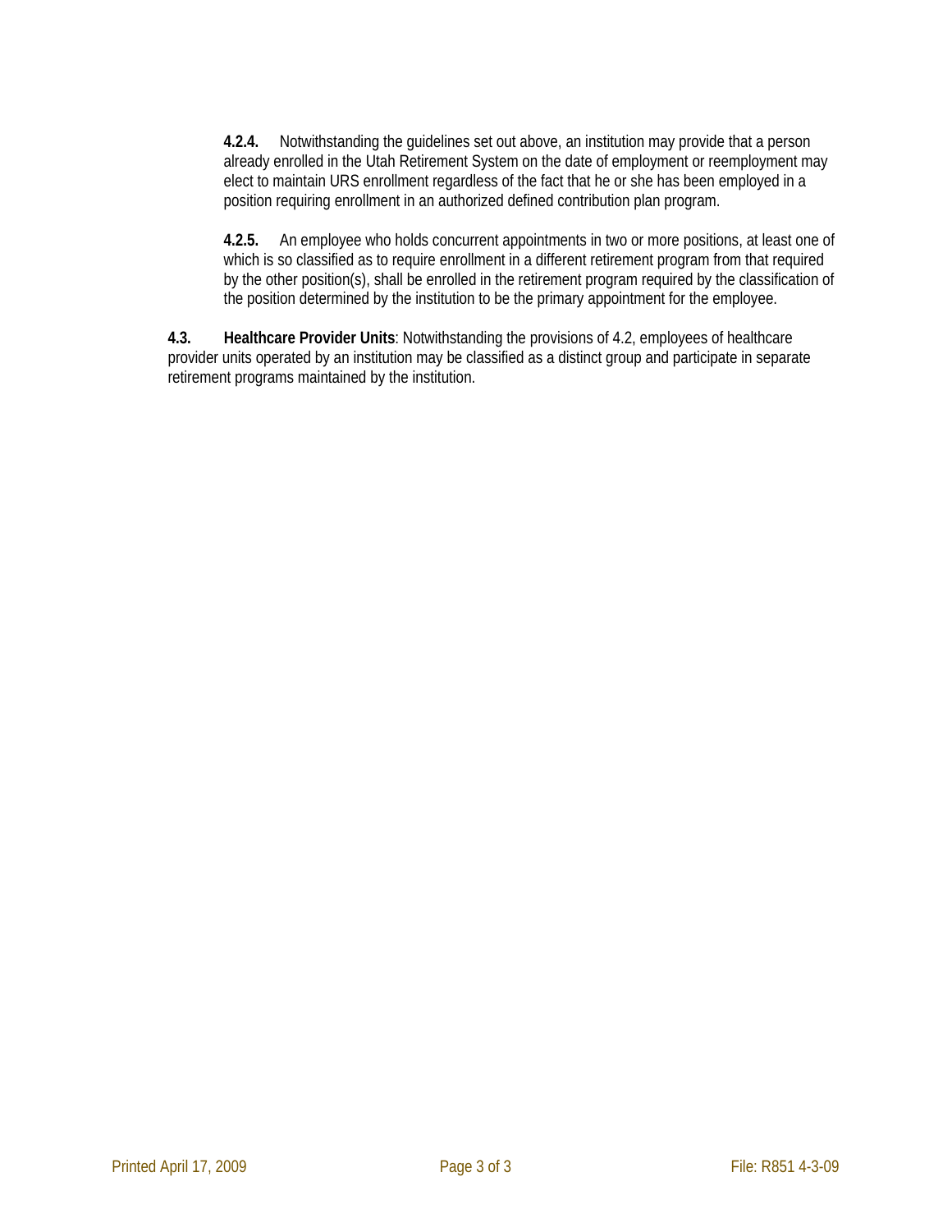**4.2.4.** Notwithstanding the guidelines set out above, an institution may provide that a person already enrolled in the Utah Retirement System on the date of employment or reemployment may elect to maintain URS enrollment regardless of the fact that he or she has been employed in a position requiring enrollment in an authorized defined contribution plan program.

**4.2.5.** An employee who holds concurrent appointments in two or more positions, at least one of which is so classified as to require enrollment in a different retirement program from that required by the other position(s), shall be enrolled in the retirement program required by the classification of the position determined by the institution to be the primary appointment for the employee.

**4.3. Healthcare Provider Units**: Notwithstanding the provisions of 4.2, employees of healthcare provider units operated by an institution may be classified as a distinct group and participate in separate retirement programs maintained by the institution.